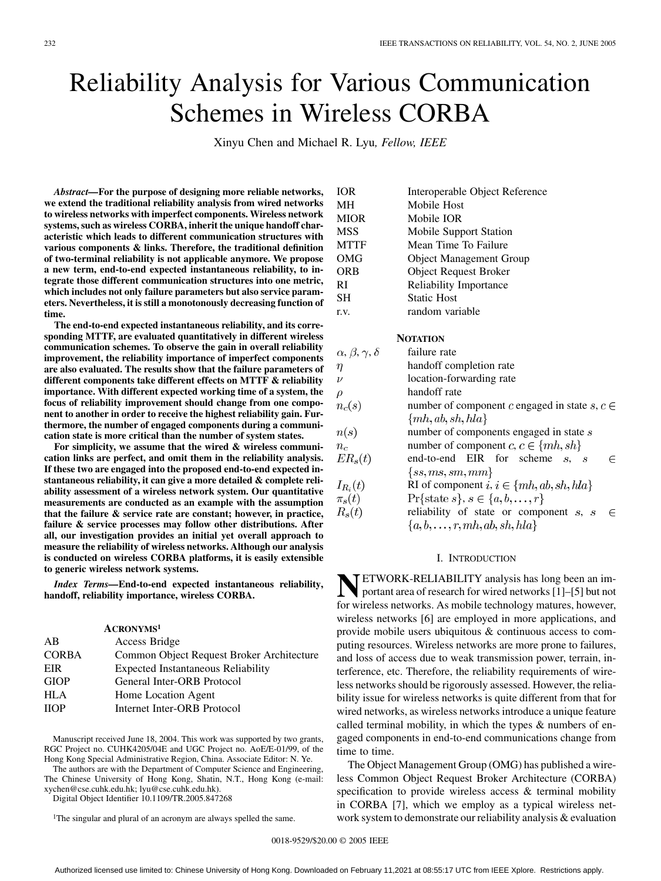# Reliability Analysis for Various Communication Schemes in Wireless CORBA

Xinyu Chen and Michael R. Lyu, *Fellow, IEEE*

***Abstract*—For the purpose of designing more reliable networks, we extend the traditional reliability analysis from wired networks to wireless networks with imperfect components. Wireless network systems, such as wireless CORBA, inherit the unique handoff characteristic which leads to different communication structures with various components & links. Therefore, the traditional definition of two-terminal reliability is not applicable anymore. We propose a new term, end-to-end expected instantaneous reliability, to integrate those different communication structures into one metric, which includes not only failure parameters but also service parameters. Nevertheless, it is still a monotonously decreasing function of time.**

**The end-to-end expected instantaneous reliability, and its corresponding MTTF, are evaluated quantitatively in different wireless communication schemes. To observe the gain in overall reliability improvement, the reliability importance of imperfect components are also evaluated. The results show that the failure parameters of different components take different effects on MTTF & reliability importance. With different expected working time of a system, the focus of reliability improvement should change from one component to another in order to receive the highest reliability gain. Furthermore, the number of engaged components during a communication state is more critical than the number of system states.**

**For simplicity, we assume that the wired & wireless communication links are perfect, and omit them in the reliability analysis. If these two are engaged into the proposed end-to-end expected instantaneous reliability, it can give a more detailed & complete reliability assessment of a wireless network system. Our quantitative measurements are conducted as an example with the assumption that the failure & service rate are constant; however, in practice, failure & service processes may follow other distributions. After all, our investigation provides an initial yet overall approach to measure the reliability of wireless networks. Although our analysis is conducted on wireless CORBA platforms, it is easily extensible to generic wireless network systems.**

***Index Terms*—End-to-end expected instantaneous reliability, handoff, reliability importance, wireless CORBA.**

## ACRONYMS[1]

| | |
|---|---|
| AB | Access Bridge |
| CORBA | Common Object Request Broker Architecture |
| EIR | Expected Instantaneous Reliability |
| GIOP | General Inter-ORB Protocol |
| HLA | Home Location Agent |
| IIOP | Internet Inter-ORB Protocol |
| IOR | Interoperable Object Reference |
| MH | Mobile Host |
| MIOR | Mobile IOR |
| MSS | Mobile Support Station |
| MTTF | Mean Time To Failure |
| OMG | Object Management Group |
| ORB | Object Request Broker |
| RI | Reliability Importance |
| SH | Static Host |
| r.v. | random variable |

Manuscript received June 18, 2004. This work was supported by two grants, RGC Project no. CUHK4205/04E and UGC Project no. AoE/E-01/99, of the Hong Kong Special Administrative Region, China. Associate Editor: N. Ye.

The authors are with the Department of Computer Science and Engineering, The Chinese University of Hong Kong, Shatin, N.T., Hong Kong (e-mail: xychen@cse.cuhk.edu.hk; lyu@cse.cuhk.edu.hk).

Digital Object Identifier 10.1109/TR.2005.847268

[1]The singular and plural of an acronym are always spelled the same.

## NOTATION

| | |
|---|---|
| $\alpha, \beta, \gamma, \delta$ | failure rate |
| $\eta$ | handoff completion rate |
| $\nu$ | location-forwarding rate |
| $\rho$ | handoff rate |
| $n_c(s)$ | number of component $c$ engaged in state $s$, $c \in \{mh, ab, sh, hla\}$ |
| $n(s)$ | number of components engaged in state $s$ |
| $n_c$ | number of component $c$, $c \in \{mh, sh\}$ |
| $ER_s(t)$ | end-to-end EIR for scheme $s$, $s \in \{ss, ms, sm, mm\}$ |
| $I_{R_i}(t)$ | RI of component $i$, $i \in \{mh, ab, sh, hla\}$ |
| $\pi_s(t)$ | $\Pr\{\text{state } s\}$, $s \in \{a, b, \ldots, r\}$ |
| $R_s(t)$ | reliability of state or component $s$, $s \in \{a, b, \ldots, r, mh, ab, sh, hla\}$ |

## I. INTRODUCTION

NETWORK-RELIABILITY analysis has long been an important area of research for wired networks [1]–[5] but not for wireless networks. As mobile technology matures, however, wireless networks [6] are employed in more applications, and provide mobile users ubiquitous & continuous access to computing resources. Wireless networks are more prone to failures, and loss of access due to weak transmission power, terrain, interference, etc. Therefore, the reliability requirements of wireless networks should be rigorously assessed. However, the reliability issue for wireless networks is quite different from that for wired networks, as wireless networks introduce a unique feature called terminal mobility, in which the types & numbers of engaged components in end-to-end communications change from time to time.

The Object Management Group (OMG) has published a wireless Common Object Request Broker Architecture (CORBA) specification to provide wireless access & terminal mobility in CORBA [7], which we employ as a typical wireless network system to demonstrate our reliability analysis & evaluation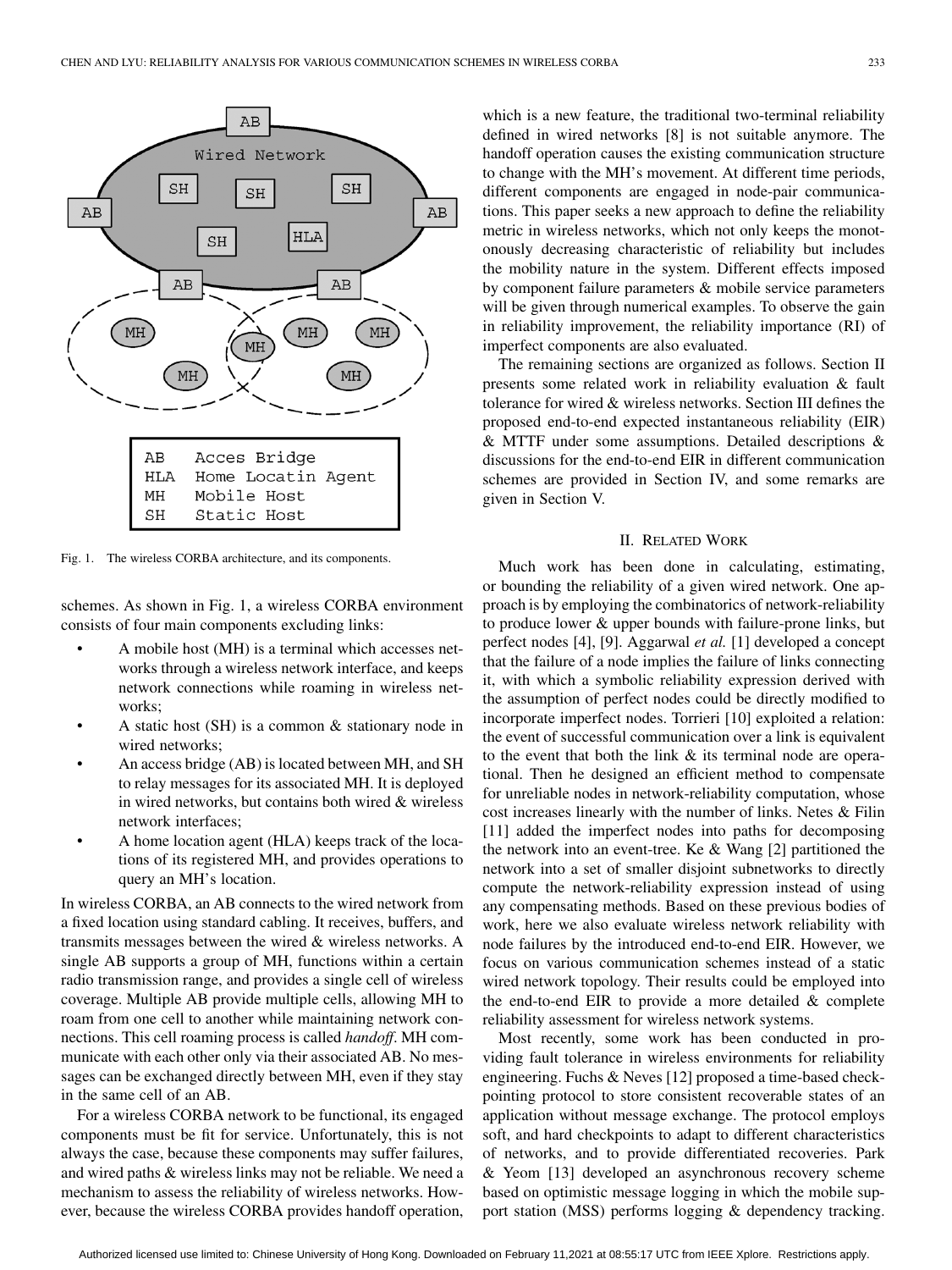Fig. 1. The wireless CORBA architecture, and its components.

schemes. As shown in Fig. 1, a wireless CORBA environment consists of four main components excluding links:

- A mobile host (MH) is a terminal which accesses networks through a wireless network interface, and keeps network connections while roaming in wireless networks;
- A static host (SH) is a common & stationary node in wired networks;
- An access bridge (AB) is located between MH, and SH to relay messages for its associated MH. It is deployed in wired networks, but contains both wired & wireless network interfaces;
- A home location agent (HLA) keeps track of the locations of its registered MH, and provides operations to query an MH's location.

In wireless CORBA, an AB connects to the wired network from a fixed location using standard cabling. It receives, buffers, and transmits messages between the wired & wireless networks. A single AB supports a group of MH, functions within a certain radio transmission range, and provides a single cell of wireless coverage. Multiple AB provide multiple cells, allowing MH to roam from one cell to another while maintaining network connections. This cell roaming process is called *handoff*. MH communicate with each other only via their associated AB. No messages can be exchanged directly between MH, even if they stay in the same cell of an AB.

For a wireless CORBA network to be functional, its engaged components must be fit for service. Unfortunately, this is not always the case, because these components may suffer failures, and wired paths & wireless links may not be reliable. We need a mechanism to assess the reliability of wireless networks. However, because the wireless CORBA provides handoff operation, which is a new feature, the traditional two-terminal reliability defined in wired networks [8] is not suitable anymore. The handoff operation causes the existing communication structure to change with the MH's movement. At different time periods, different components are engaged in node-pair communications. This paper seeks a new approach to define the reliability metric in wireless networks, which not only keeps the monotonously decreasing characteristic of reliability but includes the mobility nature in the system. Different effects imposed by component failure parameters & mobile service parameters will be given through numerical examples. To observe the gain in reliability improvement, the reliability importance (RI) of imperfect components are also evaluated.

The remaining sections are organized as follows. Section II presents some related work in reliability evaluation & fault tolerance for wired & wireless networks. Section III defines the proposed end-to-end expected instantaneous reliability (EIR) & MTTF under some assumptions. Detailed descriptions & discussions for the end-to-end EIR in different communication schemes are provided in Section IV, and some remarks are given in Section V.

## II. Related Work

Much work has been done in calculating, estimating, or bounding the reliability of a given wired network. One approach is by employing the combinatorics of network-reliability to produce lower & upper bounds with failure-prone links, but perfect nodes [4], [9]. Aggarwal *et al.* [1] developed a concept that the failure of a node implies the failure of links connecting it, with which a symbolic reliability expression derived with the assumption of perfect nodes could be directly modified to incorporate imperfect nodes. Torrieri [10] exploited a relation: the event of successful communication over a link is equivalent to the event that both the link & its terminal node are operational. Then he designed an efficient method to compensate for unreliable nodes in network-reliability computation, whose cost increases linearly with the number of links. Netes & Filin [11] added the imperfect nodes into paths for decomposing the network into an event-tree. Ke & Wang [2] partitioned the network into a set of smaller disjoint subnetworks to directly compute the network-reliability expression instead of using any compensating methods. Based on these previous bodies of work, here we also evaluate wireless network reliability with node failures by the introduced end-to-end EIR. However, we focus on various communication schemes instead of a static wired network topology. Their results could be employed into the end-to-end EIR to provide a more detailed & complete reliability assessment for wireless network systems.

Most recently, some work has been conducted in providing fault tolerance in wireless environments for reliability engineering. Fuchs & Neves [12] proposed a time-based checkpointing protocol to store consistent recoverable states of an application without message exchange. The protocol employs soft, and hard checkpoints to adapt to different characteristics of networks, and to provide differentiated recoveries. Park & Yeom [13] developed an asynchronous recovery scheme based on optimistic message logging in which the mobile support station (MSS) performs logging & dependency tracking.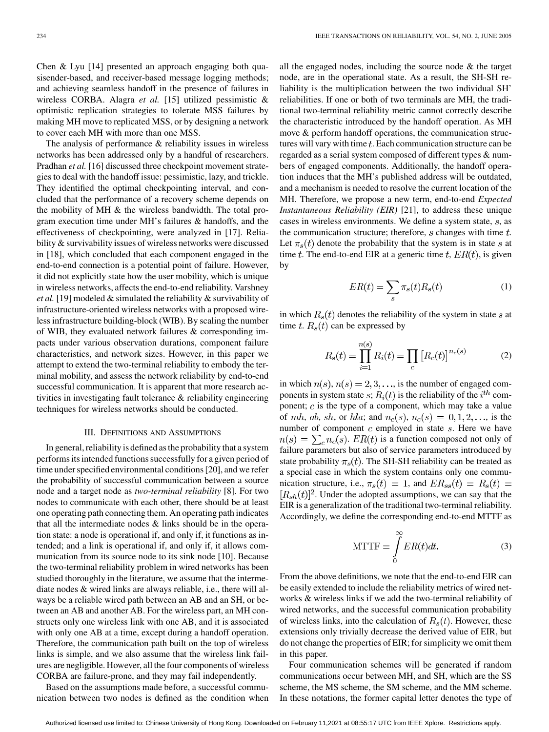Chen & Lyu [14] presented an approach engaging both quasisender-based, and receiver-based message logging methods; and achieving seamless handoff in the presence of failures in wireless CORBA. Alagra *et al.* [15] utilized pessimistic & optimistic replication strategies to tolerate MSS failures by making MH move to replicated MSS, or by designing a network to cover each MH with more than one MSS.

The analysis of performance & reliability issues in wireless networks has been addressed only by a handful of researchers. Pradhan *et al.* [16] discussed three checkpoint movement strategies to deal with the handoff issue: pessimistic, lazy, and trickle. They identified the optimal checkpointing interval, and concluded that the performance of a recovery scheme depends on the mobility of MH & the wireless bandwidth. The total program execution time under MH's failures & handoffs, and the effectiveness of checkpointing, were analyzed in [17]. Reliability & survivability issues of wireless networks were discussed in [18], which concluded that each component engaged in the end-to-end connection is a potential point of failure. However, it did not explicitly state how the user mobility, which is unique in wireless networks, affects the end-to-end reliability. Varshney *et al.* [19] modeled & simulated the reliability & survivability of infrastructure-oriented wireless networks with a proposed wireless infrastructure building-block (WIB). By scaling the number of WIB, they evaluated network failures & corresponding impacts under various observation durations, component failure characteristics, and network sizes. However, in this paper we attempt to extend the two-terminal reliability to embody the terminal mobility, and assess the network reliability by end-to-end successful communication. It is apparent that more research activities in investigating fault tolerance & reliability engineering techniques for wireless networks should be conducted.

## III. Definitions and Assumptions

In general, reliability is defined as the probability that a system performs its intended functions successfully for a given period of time under specified environmental conditions [20], and we refer the probability of successful communication between a source node and a target node as *two-terminal reliability* [8]. For two nodes to communicate with each other, there should be at least one operating path connecting them. An operating path indicates that all the intermediate nodes & links should be in the operation state: a node is operational if, and only if, it functions as intended; and a link is operational if, and only if, it allows communication from its source node to its sink node [10]. Because the two-terminal reliability problem in wired networks has been studied thoroughly in the literature, we assume that the intermediate nodes & wired links are always reliable, i.e., there will always be a reliable wired path between an AB and an SH, or between an AB and another AB. For the wireless part, an MH constructs only one wireless link with one AB, and it is associated with only one AB at a time, except during a handoff operation. Therefore, the communication path built on the top of wireless links is simple, and we also assume that the wireless link failures are negligible. However, all the four components of wireless CORBA are failure-prone, and they may fail independently.

Based on the assumptions made before, a successful communication between two nodes is defined as the condition when all the engaged nodes, including the source node & the target node, are in the operational state. As a result, the SH-SH reliability is the multiplication between the two individual SH' reliabilities. If one or both of two terminals are MH, the traditional two-terminal reliability metric cannot correctly describe the characteristic introduced by the handoff operation. As MH move & perform handoff operations, the communication structures will vary with time $t$. Each communication structure can be regarded as a serial system composed of different types & numbers of engaged components. Additionally, the handoff operation induces that the MH's published address will be outdated, and a mechanism is needed to resolve the current location of the MH. Therefore, we propose a new term, end-to-end *Expected Instantaneous Reliability (EIR)* [21], to address these unique cases in wireless environments. We define a system state, $s$, as the communication structure; therefore, $s$ changes with time $t$. Let $\pi_s(t)$ denote the probability that the system is in state $s$ at time $t$. The end-to-end EIR at a generic time $t$, $ER(t)$, is given by

$$ER(t) = \sum_s \pi_s(t) R_s(t) \tag{1}$$

in which $R_s(t)$ denotes the reliability of the system in state $s$ at time $t$. $R_s(t)$ can be expressed by

$$R_s(t) = \prod_{i=1}^{n(s)} R_i(t) = \prod_c \left[R_c(t)\right]^{n_c(s)} \tag{2}$$

in which $n(s)$, $n(s) = 2, 3, \ldots$, is the number of engaged components in system state $s$; $R_i(t)$ is the reliability of the $i^{th}$ component; $c$ is the type of a component, which may take a value of $mh$, $ab$, $sh$, or $hla$; and $n_c(s)$, $n_c(s) = 0, 1, 2, \ldots$, is the number of component $c$ employed in state $s$. Here we have $n(s) = \sum_c n_c(s)$. $ER(t)$ is a function composed not only of failure parameters but also of service parameters introduced by state probability $\pi_s(t)$. The SH-SH reliability can be treated as a special case in which the system contains only one communication structure, i.e., $\pi_s(t) = 1$, and $ER_{ss}(t) = R_s(t) = [R_{sh}(t)]^2$. Under the adopted assumptions, we can say that the EIR is a generalization of the traditional two-terminal reliability. Accordingly, we define the corresponding end-to-end MTTF as

$$\text{MTTF} = \int_0^\infty ER(t)dt. \tag{3}$$

From the above definitions, we note that the end-to-end EIR can be easily extended to include the reliability metrics of wired networks & wireless links if we add the two-terminal reliability of wired networks, and the successful communication probability of wireless links, into the calculation of $R_s(t)$. However, these extensions only trivially decrease the derived value of EIR, but do not change the properties of EIR; for simplicity we omit them in this paper.

Four communication schemes will be generated if random communications occur between MH, and SH, which are the SS scheme, the MS scheme, the SM scheme, and the MM scheme. In these notations, the former capital letter denotes the type of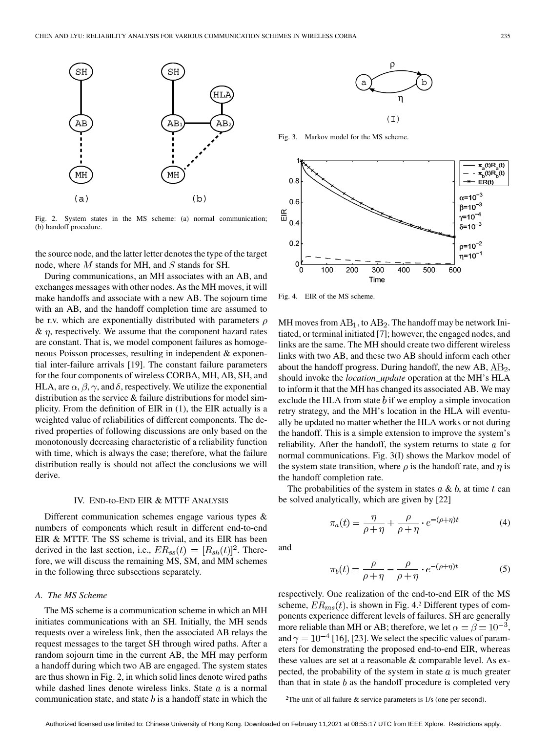Fig. 2. System states in the MS scheme: (a) normal communication; (b) handoff procedure.

the source node, and the latter letter denotes the type of the target node, where $M$ stands for MH, and $S$ stands for SH.

During communications, an MH associates with an AB, and exchanges messages with other nodes. As the MH moves, it will make handoffs and associate with a new AB. The sojourn time with an AB, and the handoff completion time are assumed to be r.v. which are exponentially distributed with parameters $\rho$ & $\eta$, respectively. We assume that the component hazard rates are constant. That is, we model component failures as homogeneous Poisson processes, resulting in independent & exponential inter-failure arrivals [19]. The constant failure parameters for the four components of wireless CORBA, MH, AB, SH, and HLA, are $\alpha, \beta, \gamma$, and $\delta$, respectively. We utilize the exponential distribution as the service & failure distributions for model simplicity. From the definition of EIR in (1), the EIR actually is a weighted value of reliabilities of different components. The derived properties of following discussions are only based on the monotonously decreasing characteristic of a reliability function with time, which is always the case; therefore, what the failure distribution really is should not affect the conclusions we will derive.

## IV. End-to-End EIR & MTTF Analysis

Different communication schemes engage various types & numbers of components which result in different end-to-end EIR & MTTF. The SS scheme is trivial, and its EIR has been derived in the last section, i.e., $ER_{ss}(t) = [R_{sh}(t)]^2$. Therefore, we will discuss the remaining MS, SM, and MM schemes in the following three subsections separately.

### A. The MS Scheme

The MS scheme is a communication scheme in which an MH initiates communications with an SH. Initially, the MH sends requests over a wireless link, then the associated AB relays the request messages to the target SH through wired paths. After a random sojourn time in the current AB, the MH may perform a handoff during which two AB are engaged. The system states are thus shown in Fig. 2, in which solid lines denote wired paths while dashed lines denote wireless links. State $a$ is a normal communication state, and state $b$ is a handoff state in which the MH moves from $\mathrm{AB}_1$, to $\mathrm{AB}_2$. The handoff may be network Initiated, or terminal initiated [7]; however, the engaged nodes, and links are the same. The MH should create two different wireless links with two AB, and these two AB should inform each other about the handoff progress. During handoff, the new AB, $\mathrm{AB}_2$, should invoke the *location_update* operation at the MH's HLA to inform it that the MH has changed its associated AB. We may exclude the HLA from state $b$ if we employ a simple invocation retry strategy, and the MH's location in the HLA will eventually be updated no matter whether the HLA works or not during the handoff. This is a simple extension to improve the system's reliability. After the handoff, the system returns to state $a$ for normal communications. Fig. 3(I) shows the Markov model of the system state transition, where $\rho$ is the handoff rate, and $\eta$ is the handoff completion rate.

Fig. 3. Markov model for the MS scheme.

Fig. 4. EIR of the MS scheme.

The probabilities of the system in states $a$ & $b$, at time $t$ can be solved analytically, which are given by [22]

$$\pi_a(t) = \frac{\eta}{\rho+\eta} + \frac{\rho}{\rho+\eta} \cdot e^{-(\rho+\eta)t} \tag{4}$$

and

$$\pi_b(t) = \frac{\rho}{\rho+\eta} - \frac{\rho}{\rho+\eta} \cdot e^{-(\rho+\eta)t} \tag{5}$$

respectively. One realization of the end-to-end EIR of the MS scheme, $ER_{ms}(t)$, is shown in Fig. 4.[2] Different types of components experience different levels of failures. SH are generally more reliable than MH or AB; therefore, we let $\alpha = \beta = 10^{-3}$, and $\gamma = 10^{-4}$ [16], [23]. We select the specific values of parameters for demonstrating the proposed end-to-end EIR, whereas these values are set at a reasonable & comparable level. As expected, the probability of the system in state $a$ is much greater than that in state $b$ as the handoff procedure is completed very

[2] The unit of all failure & service parameters is 1/s (one per second).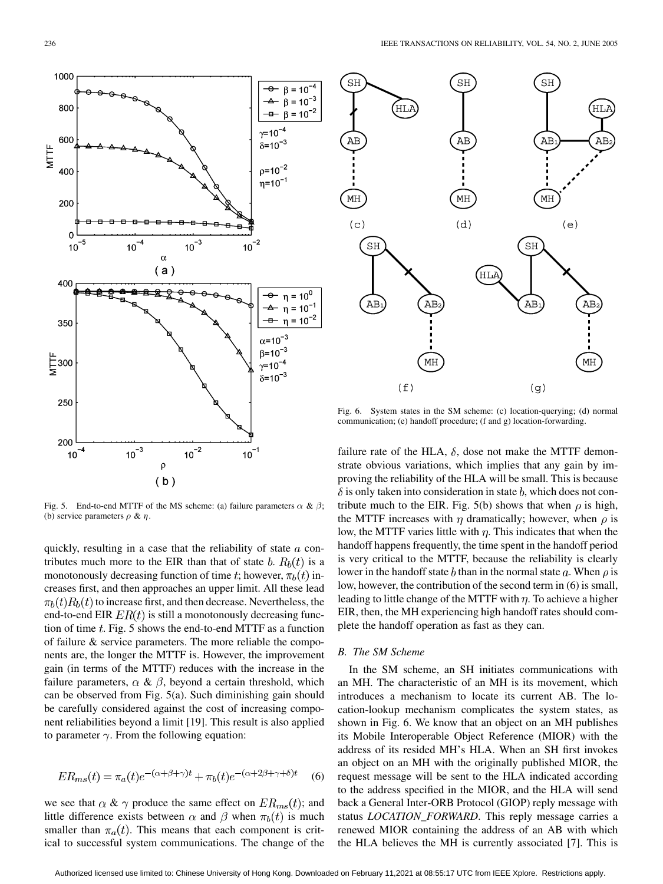Fig. 5. End-to-end MTTF of the MS scheme: (a) failure parameters $\alpha$ & $\beta$; (b) service parameters $\rho$ & $\eta$.

Fig. 6. System states in the SM scheme: (c) location-querying; (d) normal communication; (e) handoff procedure; (f and g) location-forwarding.

quickly, resulting in a case that the reliability of state $a$ contributes much more to the EIR than that of state $b$. $R_b(t)$ is a monotonously decreasing function of time $t$; however, $\pi_b(t)$ increases first, and then approaches an upper limit. All these lead $\pi_b(t)R_b(t)$ to increase first, and then decrease. Nevertheless, the end-to-end EIR $ER(t)$ is still a monotonously decreasing function of time $t$. Fig. 5 shows the end-to-end MTTF as a function of failure & service parameters. The more reliable the components are, the longer the MTTF is. However, the improvement gain (in terms of the MTTF) reduces with the increase in the failure parameters, $\alpha$ & $\beta$, beyond a certain threshold, which can be observed from Fig. 5(a). Such diminishing gain should be carefully considered against the cost of increasing component reliabilities beyond a limit [19]. This result is also applied to parameter $\gamma$. From the following equation:

$$ER_{ms}(t) = \pi_a(t)e^{-(\alpha+\beta+\gamma)t} + \pi_b(t)e^{-(\alpha+2\beta+\gamma+\delta)t} \quad (6)$$

we see that $\alpha$ & $\gamma$ produce the same effect on $ER_{ms}(t)$; and little difference exists between $\alpha$ and $\beta$ when $\pi_b(t)$ is much smaller than $\pi_a(t)$. This means that each component is critical to successful system communications. The change of the failure rate of the HLA, $\delta$, dose not make the MTTF demonstrate obvious variations, which implies that any gain by improving the reliability of the HLA will be small. This is because $\delta$ is only taken into consideration in state $b$, which does not contribute much to the EIR. Fig. 5(b) shows that when $\rho$ is high, the MTTF increases with $\eta$ dramatically; however, when $\rho$ is low, the MTTF varies little with $\eta$. This indicates that when the handoff happens frequently, the time spent in the handoff period is very critical to the MTTF, because the reliability is clearly lower in the handoff state $b$ than in the normal state $a$. When $\rho$ is low, however, the contribution of the second term in (6) is small, leading to little change of the MTTF with $\eta$. To achieve a higher EIR, then, the MH experiencing high handoff rates should complete the handoff operation as fast as they can.

### B. The SM Scheme

In the SM scheme, an SH initiates communications with an MH. The characteristic of an MH is its movement, which introduces a mechanism to locate its current AB. The location-lookup mechanism complicates the system states, as shown in Fig. 6. We know that an object on an MH publishes its Mobile Interoperable Object Reference (MIOR) with the address of its resided MH's HLA. When an SH first invokes an object on an MH with the originally published MIOR, the request message will be sent to the HLA indicated according to the address specified in the MIOR, and the HLA will send back a General Inter-ORB Protocol (GIOP) reply message with status *LOCATION_FORWARD*. This reply message carries a renewed MIOR containing the address of an AB with which the HLA believes the MH is currently associated [7]. This is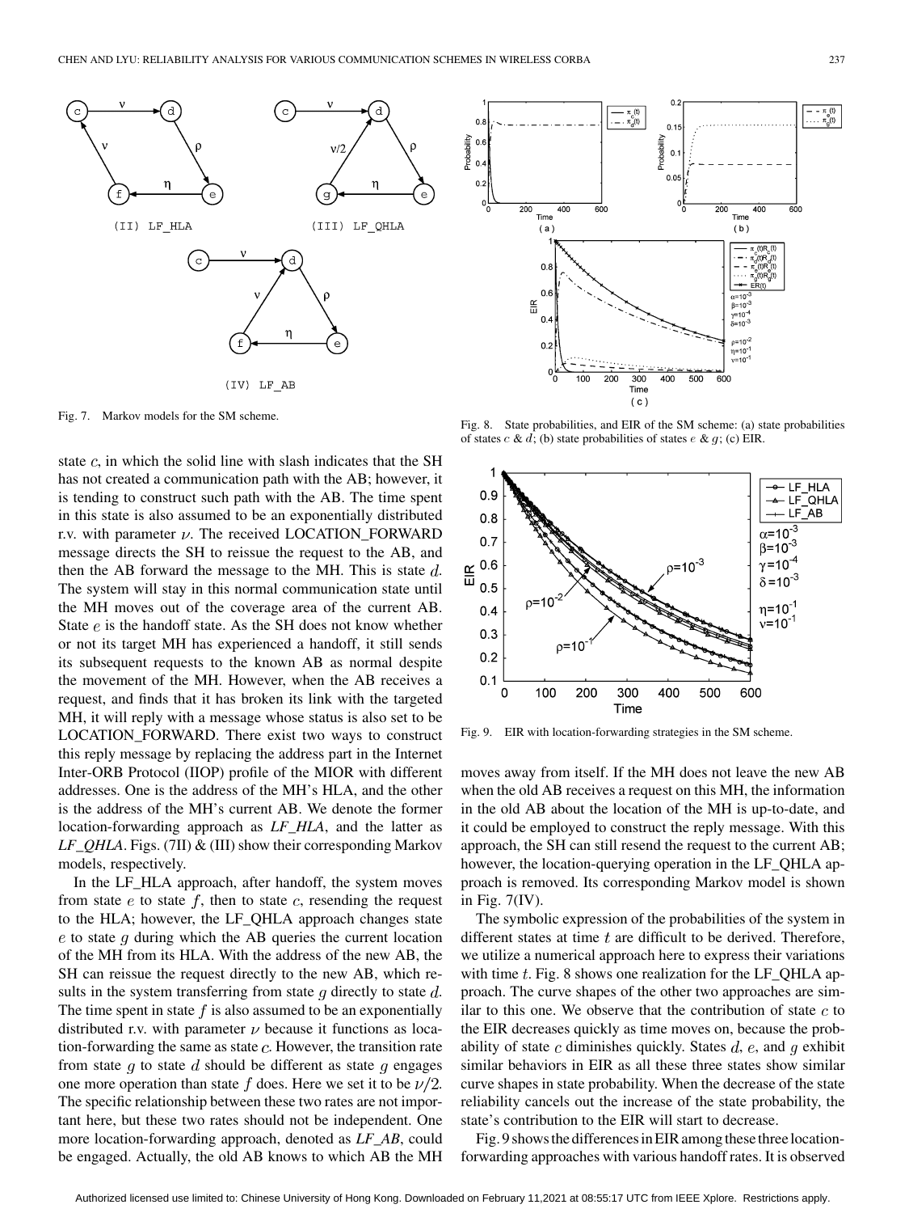Fig. 7. Markov models for the SM scheme.

Fig. 8. State probabilities, and EIR of the SM scheme: (a) state probabilities of states $c$ & $d$; (b) state probabilities of states $e$ & $g$; (c) EIR.

Fig. 9. EIR with location-forwarding strategies in the SM scheme.

state $c$, in which the solid line with slash indicates that the SH has not created a communication path with the AB; however, it is tending to construct such path with the AB. The time spent in this state is also assumed to be an exponentially distributed r.v. with parameter $\nu$. The received LOCATION_FORWARD message directs the SH to reissue the request to the AB, and then the AB forward the message to the MH. This is state $d$. The system will stay in this normal communication state until the MH moves out of the coverage area of the current AB. State $e$ is the handoff state. As the SH does not know whether or not its target MH has experienced a handoff, it still sends its subsequent requests to the known AB as normal despite the movement of the MH. However, when the AB receives a request, and finds that it has broken its link with the targeted MH, it will reply with a message whose status is also set to be LOCATION_FORWARD. There exist two ways to construct this reply message by replacing the address part in the Internet Inter-ORB Protocol (IIOP) profile of the MIOR with different addresses. One is the address of the MH's HLA, and the other is the address of the MH's current AB. We denote the former location-forwarding approach as *LF_HLA*, and the latter as *LF_QHLA*. Figs. (7II) & (III) show their corresponding Markov models, respectively.

In the LF_HLA approach, after handoff, the system moves from state $e$ to state $f$, then to state $c$, resending the request to the HLA; however, the LF_QHLA approach changes state $e$ to state $g$ during which the AB queries the current location of the MH from its HLA. With the address of the new AB, the SH can reissue the request directly to the new AB, which results in the system transferring from state $g$ directly to state $d$. The time spent in state $f$ is also assumed to be an exponentially distributed r.v. with parameter $\nu$ because it functions as location-forwarding the same as state $c$. However, the transition rate from state $g$ to state $d$ should be different as state $g$ engages one more operation than state $f$ does. Here we set it to be $\nu/2$. The specific relationship between these two rates are not important here, but these two rates should not be independent. One more location-forwarding approach, denoted as *LF_AB*, could be engaged. Actually, the old AB knows to which AB the MH moves away from itself. If the MH does not leave the new AB when the old AB receives a request on this MH, the information in the old AB about the location of the MH is up-to-date, and it could be employed to construct the reply message. With this approach, the SH can still resend the request to the current AB; however, the location-querying operation in the LF_QHLA approach is removed. Its corresponding Markov model is shown in Fig. 7(IV).

The symbolic expression of the probabilities of the system in different states at time $t$ are difficult to be derived. Therefore, we utilize a numerical approach here to express their variations with time $t$. Fig. 8 shows one realization for the LF_QHLA approach. The curve shapes of the other two approaches are similar to this one. We observe that the contribution of state $c$ to the EIR decreases quickly as time moves on, because the probability of state $c$ diminishes quickly. States $d$, $e$, and $g$ exhibit similar behaviors in EIR as all these three states show similar curve shapes in state probability. When the decrease of the state reliability cancels out the increase of the state probability, the state's contribution to the EIR will start to decrease.

Fig. 9 shows the differences in EIR among these three location-forwarding approaches with various handoff rates. It is observed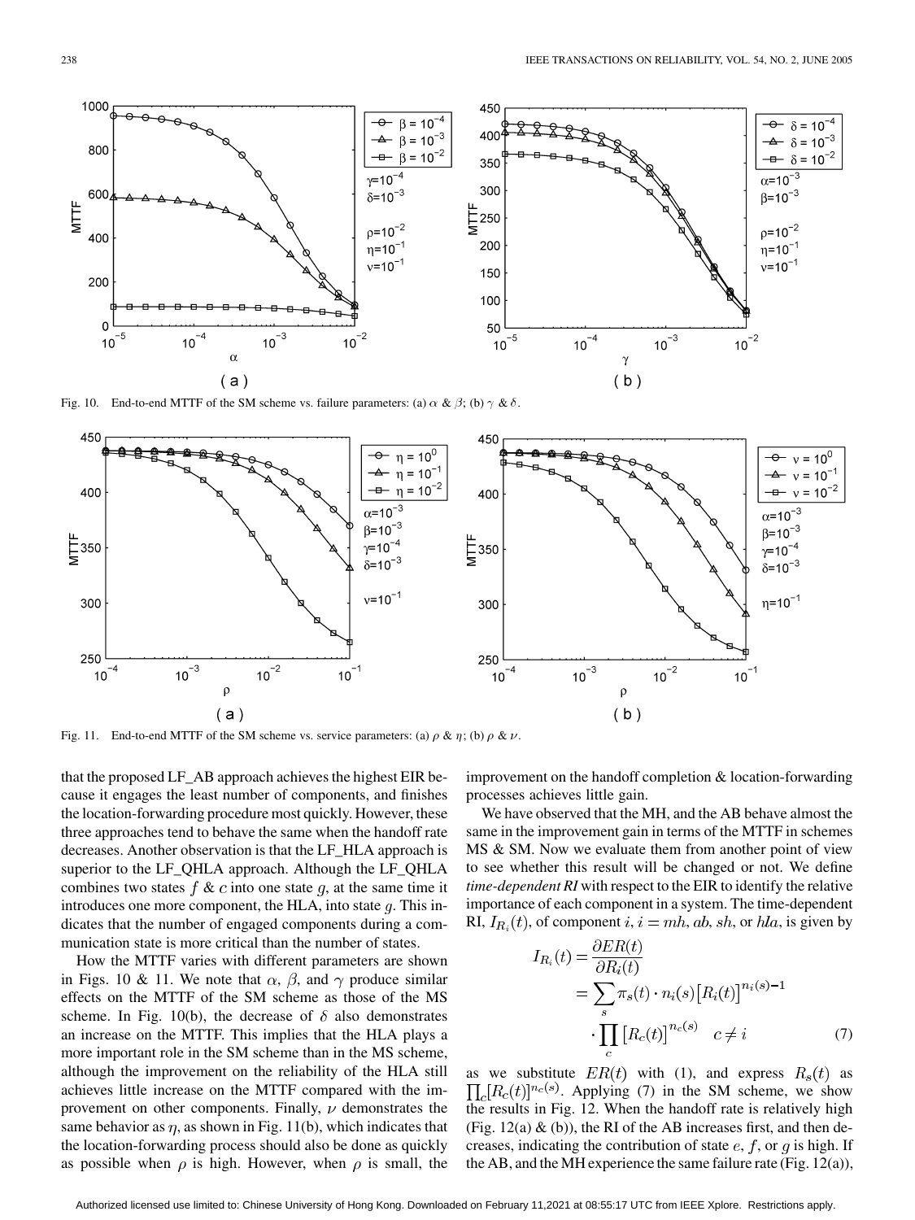Fig. 10. End-to-end MTTF of the SM scheme vs. failure parameters: (a) $\alpha$ & $\beta$; (b) $\gamma$ & $\delta$.

Fig. 11. End-to-end MTTF of the SM scheme vs. service parameters: (a) $\rho$ & $\eta$; (b) $\rho$ & $\nu$.

that the proposed LF_AB approach achieves the highest EIR because it engages the least number of components, and finishes the location-forwarding procedure most quickly. However, these three approaches tend to behave the same when the handoff rate decreases. Another observation is that the LF_HLA approach is superior to the LF_QHLA approach. Although the LF_QHLA combines two states $f$ & $c$ into one state $g$, at the same time it introduces one more component, the HLA, into state $g$. This indicates that the number of engaged components during a communication state is more critical than the number of states.

How the MTTF varies with different parameters are shown in Figs. 10 & 11. We note that $\alpha$, $\beta$, and $\gamma$ produce similar effects on the MTTF of the SM scheme as those of the MS scheme. In Fig. 10(b), the decrease of $\delta$ also demonstrates an increase on the MTTF. This implies that the HLA plays a more important role in the SM scheme than in the MS scheme, although the improvement on the reliability of the HLA still achieves little increase on the MTTF compared with the improvement on other components. Finally, $\nu$ demonstrates the same behavior as $\eta$, as shown in Fig. 11(b), which indicates that the location-forwarding process should also be done as quickly as possible when $\rho$ is high. However, when $\rho$ is small, the improvement on the handoff completion & location-forwarding processes achieves little gain.

We have observed that the MH, and the AB behave almost the same in the improvement gain in terms of the MTTF in schemes MS & SM. Now we evaluate them from another point of view to see whether this result will be changed or not. We define *time-dependent RI* with respect to the EIR to identify the relative importance of each component in a system. The time-dependent RI, $I_{R_i}(t)$, of component $i$, $i = mh, ab, sh$, or $hla$, is given by

$$I_{R_i}(t) = \frac{\partial ER(t)}{\partial R_i(t)} = \sum_s \pi_s(t) \cdot n_i(s)\left[R_i(t)\right]^{n_i(s)-1} \cdot \prod_c \left[R_c(t)\right]^{n_c(s)} \quad c \neq i \tag{7}$$

as we substitute $ER(t)$ with (1), and express $R_s(t)$ as $\prod_c [R_c(t)]^{n_c(s)}$. Applying (7) in the SM scheme, we show the results in Fig. 12. When the handoff rate is relatively high (Fig. 12(a) & (b)), the RI of the AB increases first, and then decreases, indicating the contribution of state $e$, $f$, or $g$ is high. If the AB, and the MH experience the same failure rate (Fig. 12(a)),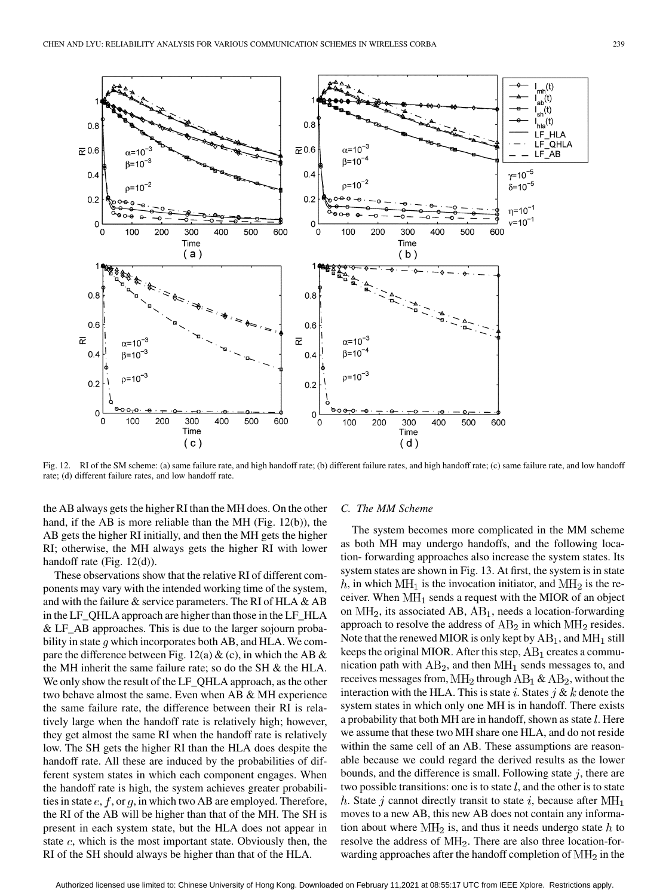Fig. 12. RI of the SM scheme: (a) same failure rate, and high handoff rate; (b) different failure rates, and high handoff rate; (c) same failure rate, and low handoff rate; (d) different failure rates, and low handoff rate.

the AB always gets the higher RI than the MH does. On the other hand, if the AB is more reliable than the MH (Fig. 12(b)), the AB gets the higher RI initially, and then the MH gets the higher RI; otherwise, the MH always gets the higher RI with lower handoff rate (Fig. 12(d)).

These observations show that the relative RI of different components may vary with the intended working time of the system, and with the failure & service parameters. The RI of HLA & AB in the LF_QHLA approach are higher than those in the LF_HLA & LF_AB approaches. This is due to the larger sojourn probability in state $g$ which incorporates both AB, and HLA. We compare the difference between Fig. 12(a) & (c), in which the AB & the MH inherit the same failure rate; so do the SH & the HLA. We only show the result of the LF_QHLA approach, as the other two behave almost the same. Even when AB & MH experience the same failure rate, the difference between their RI is relatively large when the handoff rate is relatively high; however, they get almost the same RI when the handoff rate is relatively low. The SH gets the higher RI than the HLA does despite the handoff rate. All these are induced by the probabilities of different system states in which each component engages. When the handoff rate is high, the system achieves greater probabilities in state $e$, $f$, or $g$, in which two AB are employed. Therefore, the RI of the AB will be higher than that of the MH. The SH is present in each system state, but the HLA does not appear in state $c$, which is the most important state. Obviously then, the RI of the SH should always be higher than that of the HLA.

### C. The MM Scheme

The system becomes more complicated in the MM scheme as both MH may undergo handoffs, and the following location- forwarding approaches also increase the system states. Its system states are shown in Fig. 13. At first, the system is in state $h$, in which $\mathrm{MH}_1$ is the invocation initiator, and $\mathrm{MH}_2$ is the receiver. When $\mathrm{MH}_1$ sends a request with the MIOR of an object on $\mathrm{MH}_2$, its associated AB, $\mathrm{AB}_1$, needs a location-forwarding approach to resolve the address of $\mathrm{AB}_2$ in which $\mathrm{MH}_2$ resides. Note that the renewed MIOR is only kept by $\mathrm{AB}_1$, and $\mathrm{MH}_1$ still keeps the original MIOR. After this step, $\mathrm{AB}_1$ creates a communication path with $\mathrm{AB}_2$, and then $\mathrm{MH}_1$ sends messages to, and receives messages from, $\mathrm{MH}_2$ through $\mathrm{AB}_1$ & $\mathrm{AB}_2$, without the interaction with the HLA. This is state $i$. States $j$ & $k$ denote the system states in which only one MH is in handoff. There exists a probability that both MH are in handoff, shown as state $l$. Here we assume that these two MH share one HLA, and do not reside within the same cell of an AB. These assumptions are reasonable because we could regard the derived results as the lower bounds, and the difference is small. Following state $j$, there are two possible transitions: one is to state $l$, and the other is to state $h$. State $j$ cannot directly transit to state $i$, because after $\mathrm{MH}_1$ moves to a new AB, this new AB does not contain any information about where $\mathrm{MH}_2$ is, and thus it needs undergo state $h$ to resolve the address of $\mathrm{MH}_2$. There are also three location-forwarding approaches after the handoff completion of $\mathrm{MH}_2$ in the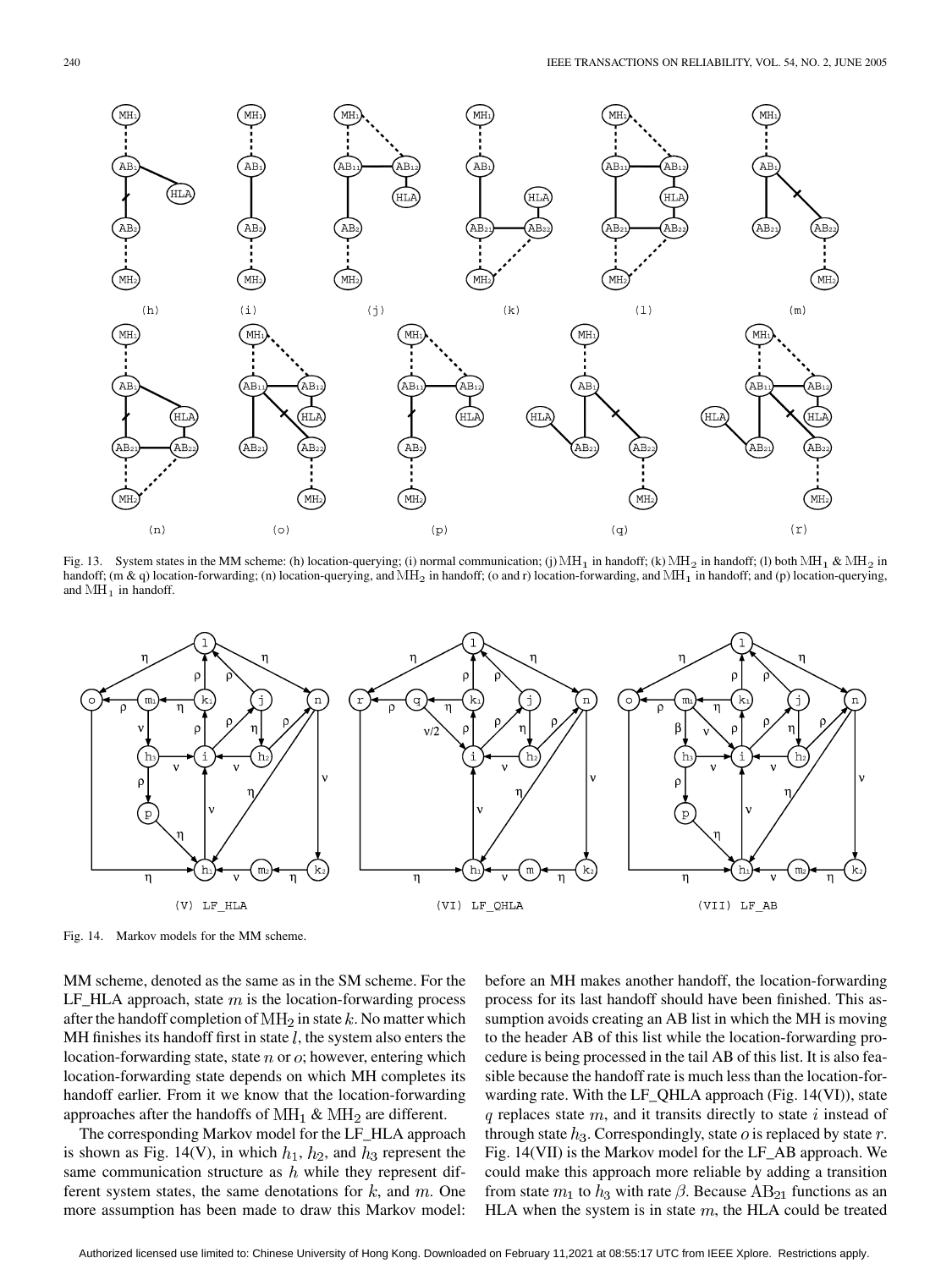Fig. 13. System states in the MM scheme: (h) location-querying; (i) normal communication; (j) $\mathrm{MH}_1$ in handoff; (k) $\mathrm{MH}_2$ in handoff; (l) both $\mathrm{MH}_1$ & $\mathrm{MH}_2$ in handoff; (m & q) location-forwarding; (n) location-querying, and $\mathrm{MH}_2$ in handoff; (o and r) location-forwarding, and $\mathrm{MH}_1$ in handoff; and (p) location-querying, and $\mathrm{MH}_1$ in handoff.

Fig. 14. Markov models for the MM scheme.

MM scheme, denoted as the same as in the SM scheme. For the LF_HLA approach, state $m$ is the location-forwarding process after the handoff completion of $\mathrm{MH}_2$ in state $k$. No matter which MH finishes its handoff first in state $l$, the system also enters the location-forwarding state, state $n$ or $o$; however, entering which location-forwarding state depends on which MH completes its handoff earlier. From it we know that the location-forwarding approaches after the handoffs of $\mathrm{MH}_1$ & $\mathrm{MH}_2$ are different.

The corresponding Markov model for the LF_HLA approach is shown as Fig. 14(V), in which $h_1$, $h_2$, and $h_3$ represent the same communication structure as $h$ while they represent different system states, the same denotations for $k$, and $m$. One more assumption has been made to draw this Markov model: before an MH makes another handoff, the location-forwarding process for its last handoff should have been finished. This assumption avoids creating an AB list in which the MH is moving to the header AB of this list while the location-forwarding procedure is being processed in the tail AB of this list. It is also feasible because the handoff rate is much less than the location-forwarding rate. With the LF_QHLA approach (Fig. 14(VI)), state $q$ replaces state $m$, and it transits directly to state $i$ instead of through state $h_3$. Correspondingly, state $o$ is replaced by state $r$. Fig. 14(VII) is the Markov model for the LF_AB approach. We could make this approach more reliable by adding a transition from state $m_1$ to $h_3$ with rate $\beta$. Because $\mathrm{AB}_{21}$ functions as an HLA when the system is in state $m$, the HLA could be treated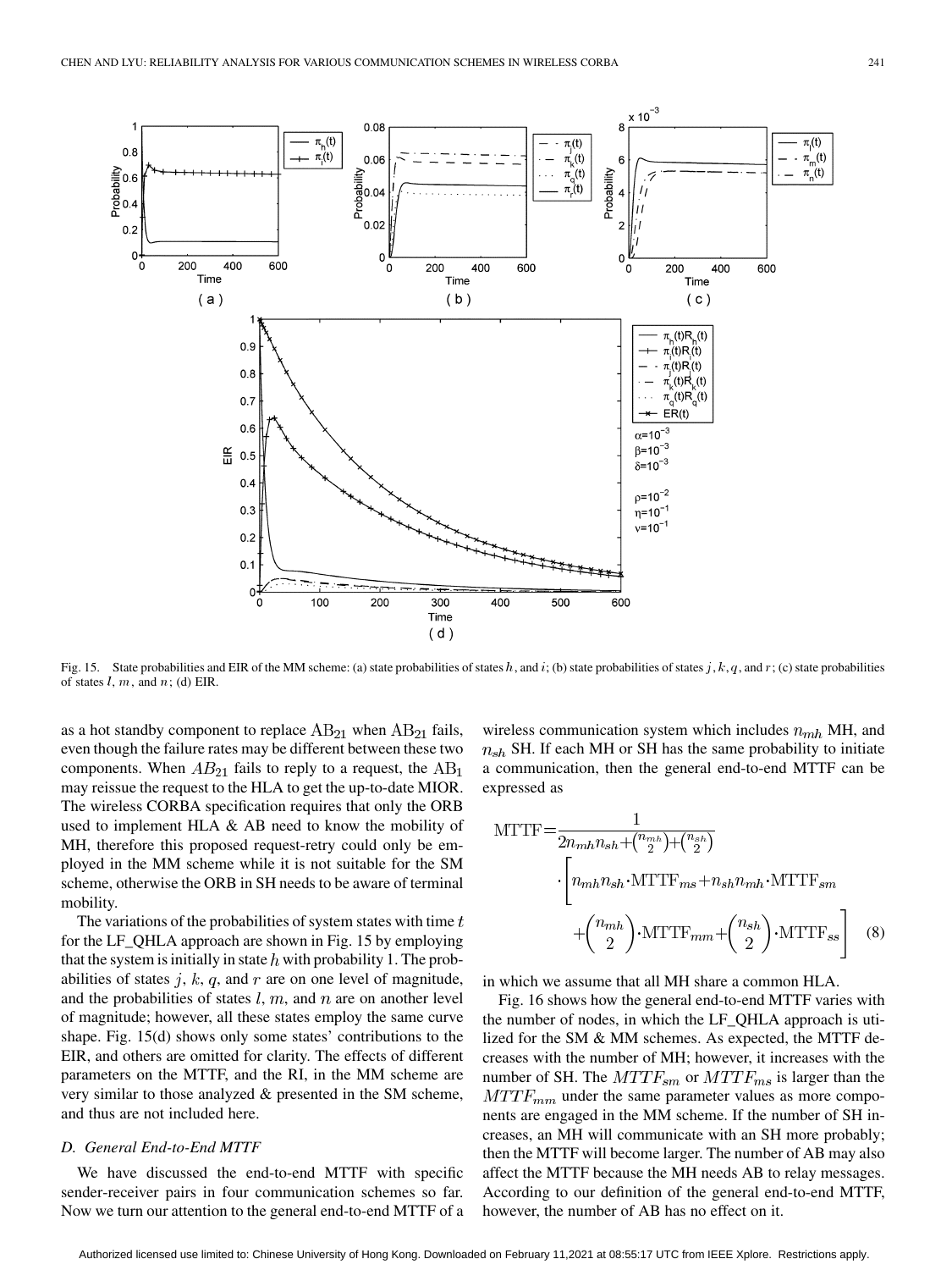Fig. 15. State probabilities and EIR of the MM scheme: (a) state probabilities of states $h$, and $i$; (b) state probabilities of states $j$, $k$, $q$, and $r$; (c) state probabilities of states $l$, $m$, and $n$; (d) EIR.

as a hot standby component to replace $\mathrm{AB}_{21}$ when $\mathrm{AB}_{21}$ fails, even though the failure rates may be different between these two components. When $AB_{21}$ fails to reply to a request, the $\mathrm{AB}_1$ may reissue the request to the HLA to get the up-to-date MIOR. The wireless CORBA specification requires that only the ORB used to implement HLA & AB need to know the mobility of MH, therefore this proposed request-retry could only be employed in the MM scheme while it is not suitable for the SM scheme, otherwise the ORB in SH needs to be aware of terminal mobility.

The variations of the probabilities of system states with time $t$ for the LF_QHLA approach are shown in Fig. 15 by employing that the system is initially in state $h$ with probability 1. The probabilities of states $j$, $k$, $q$, and $r$ are on one level of magnitude, and the probabilities of states $l$, $m$, and $n$ are on another level of magnitude; however, all these states employ the same curve shape. Fig. 15(d) shows only some states' contributions to the EIR, and others are omitted for clarity. The effects of different parameters on the MTTF, and the RI, in the MM scheme are very similar to those analyzed & presented in the SM scheme, and thus are not included here.

### D. General End-to-End MTTF

We have discussed the end-to-end MTTF with specific sender-receiver pairs in four communication schemes so far. Now we turn our attention to the general end-to-end MTTF of a wireless communication system which includes $n_{mh}$ MH, and $n_{sh}$ SH. If each MH or SH has the same probability to initiate a communication, then the general end-to-end MTTF can be expressed as

$$\mathrm{MTTF}=\frac{1}{2n_{mh}n_{sh}+\binom{n_{mh}}{2}+\binom{n_{sh}}{2}} \cdot\left[n_{mh}n_{sh}\cdot\mathrm{MTTF}_{ms}+n_{sh}n_{mh}\cdot\mathrm{MTTF}_{sm} +\binom{n_{mh}}{2}\cdot\mathrm{MTTF}_{mm}+\binom{n_{sh}}{2}\cdot\mathrm{MTTF}_{ss}\right] \quad (8)$$

in which we assume that all MH share a common HLA.

Fig. 16 shows how the general end-to-end MTTF varies with the number of nodes, in which the LF_QHLA approach is utilized for the SM & MM schemes. As expected, the MTTF decreases with the number of MH; however, it increases with the number of SH. The $MTTF_{sm}$ or $MTTF_{ms}$ is larger than the $MTTF_{mm}$ under the same parameter values as more components are engaged in the MM scheme. If the number of SH increases, an MH will communicate with an SH more probably; then the MTTF will become larger. The number of AB may also affect the MTTF because the MH needs AB to relay messages. According to our definition of the general end-to-end MTTF, however, the number of AB has no effect on it.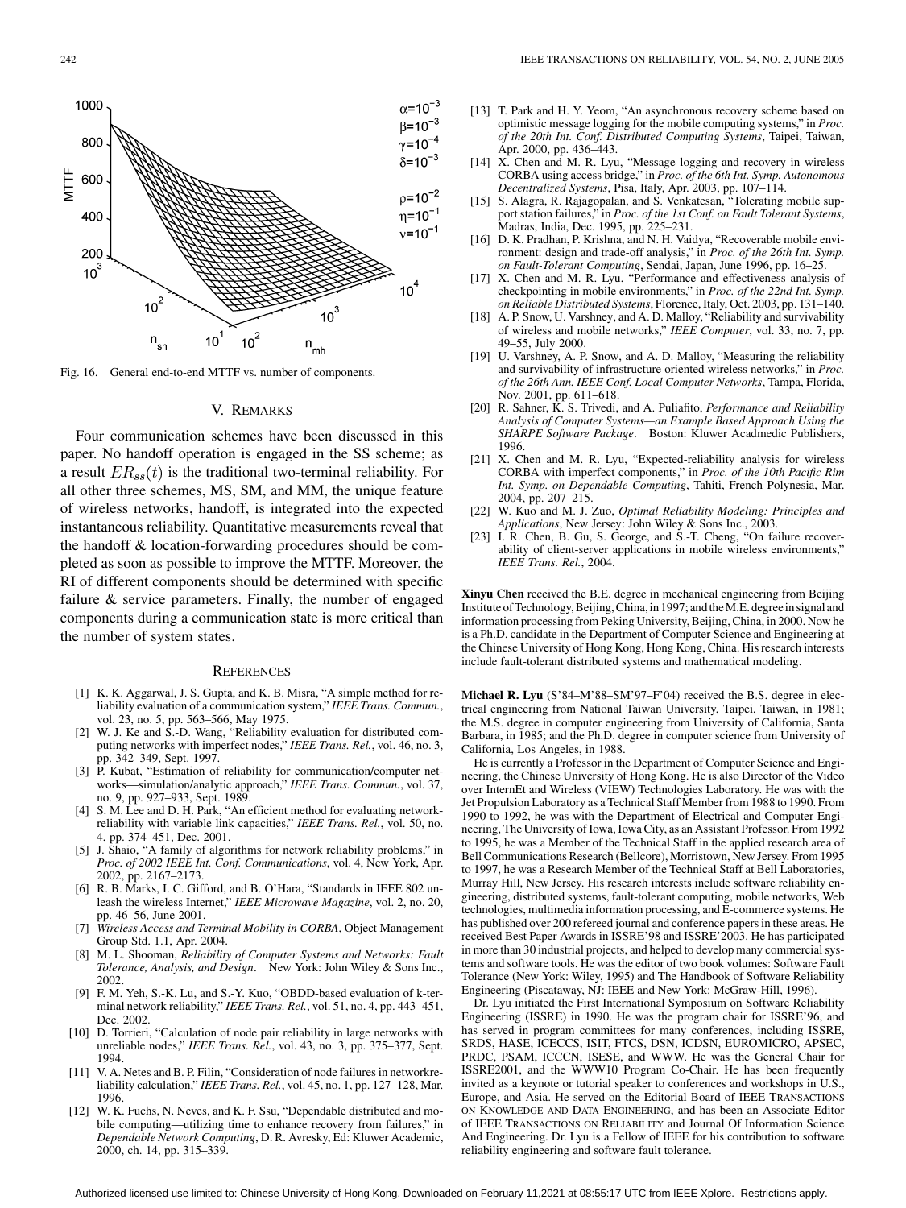1000

800

MTTF

600

400

200

$10^3$

$10^2$

$n_{sh}$

$10^1$

$10^2$

$10^3$

$n_{mh}$

$10^4$

$\alpha=10^{-3}$

$\beta=10^{-3}$

$\gamma=10^{-4}$

$\delta=10^{-3}$

$\rho=10^{-2}$

$\eta=10^{-1}$

$\nu=10^{-1}$

Fig. 16. General end-to-end MTTF vs. number of components.

## V. REMARKS

Four communication schemes have been discussed in this paper. No handoff operation is engaged in the SS scheme; as a result $ER_{ss}(t)$ is the traditional two-terminal reliability. For all other three schemes, MS, SM, and MM, the unique feature of wireless networks, handoff, is integrated into the expected instantaneous reliability. Quantitative measurements reveal that the handoff & location-forwarding procedures should be completed as soon as possible to improve the MTTF. Moreover, the RI of different components should be determined with specific failure & service parameters. Finally, the number of engaged components during a communication state is more critical than the number of system states.

## REFERENCES

[1] K. K. Aggarwal, J. S. Gupta, and K. B. Misra, "A simple method for reliability evaluation of a communication system," *IEEE Trans. Commun.*, vol. 23, no. 5, pp. 563–566, May 1975.

[2] W. J. Ke and S.-D. Wang, "Reliability evaluation for distributed computing networks with imperfect nodes," *IEEE Trans. Rel.*, vol. 46, no. 3, pp. 342–349, Sept. 1997.

[3] P. Kubat, "Estimation of reliability for communication/computer networks—simulation/analytic approach," *IEEE Trans. Commun.*, vol. 37, no. 9, pp. 927–933, Sept. 1989.

[4] S. M. Lee and D. H. Park, "An efficient method for evaluating network-reliability with variable link capacities," *IEEE Trans. Rel.*, vol. 50, no. 4, pp. 374–451, Dec. 2001.

[5] J. Shaio, "A family of algorithms for network reliability problems," in *Proc. of 2002 IEEE Int. Conf. Communications*, vol. 4, New York, Apr. 2002, pp. 2167–2173.

[6] R. B. Marks, I. C. Gifford, and B. O'Hara, "Standards in IEEE 802 unleash the wireless Internet," *IEEE Microwave Magazine*, vol. 2, no. 20, pp. 46–56, June 2001.

[7] *Wireless Access and Terminal Mobility in CORBA*, Object Management Group Std. 1.1, Apr. 2004.

[8] M. L. Shooman, *Reliability of Computer Systems and Networks: Fault Tolerance, Analysis, and Design*. New York: John Wiley & Sons Inc., 2002.

[9] F. M. Yeh, S.-K. Lu, and S.-Y. Kuo, "OBDD-based evaluation of k-terminal network reliability," *IEEE Trans. Rel.*, vol. 51, no. 4, pp. 443–451, Dec. 2002.

[10] D. Torrieri, "Calculation of node pair reliability in large networks with unreliable nodes," *IEEE Trans. Rel.*, vol. 43, no. 3, pp. 375–377, Sept. 1994.

[11] V. A. Netes and B. P. Filin, "Consideration of node failures in networkreliability calculation," *IEEE Trans. Rel.*, vol. 45, no. 1, pp. 127–128, Mar. 1996.

[12] W. K. Fuchs, N. Neves, and K. F. Ssu, "Dependable distributed and mobile computing—utilizing time to enhance recovery from failures," in *Dependable Network Computing*, D. R. Avresky, Ed: Kluwer Academic, 2000, ch. 14, pp. 315–339.

[13] T. Park and H. Y. Yeom, "An asynchronous recovery scheme based on optimistic message logging for the mobile computing systems," in *Proc. of the 20th Int. Conf. Distributed Computing Systems*, Taipei, Taiwan, Apr. 2000, pp. 436–443.

[14] X. Chen and M. R. Lyu, "Message logging and recovery in wireless CORBA using access bridge," in *Proc. of the 6th Int. Symp. Autonomous Decentralized Systems*, Pisa, Italy, Apr. 2003, pp. 107–114.

[15] S. Alagra, R. Rajagopalan, and S. Venkatesan, "Tolerating mobile support station failures," in *Proc. of the 1st Conf. on Fault Tolerant Systems*, Madras, India, Dec. 1995, pp. 225–231.

[16] D. K. Pradhan, P. Krishna, and N. H. Vaidya, "Recoverable mobile environment: design and trade-off analysis," in *Proc. of the 26th Int. Symp. on Fault-Tolerant Computing*, Sendai, Japan, June 1996, pp. 16–25.

[17] X. Chen and M. R. Lyu, "Performance and effectiveness analysis of checkpointing in mobile environments," in *Proc. of the 22nd Int. Symp. on Reliable Distributed Systems*, Florence, Italy, Oct. 2003, pp. 131–140.

[18] A. P. Snow, U. Varshney, and A. D. Malloy, "Reliability and survivability of wireless and mobile networks," *IEEE Computer*, vol. 33, no. 7, pp. 49–55, July 2000.

[19] U. Varshney, A. P. Snow, and A. D. Malloy, "Measuring the reliability and survivability of infrastructure oriented wireless networks," in *Proc. of the 26th Ann. IEEE Conf. Local Computer Networks*, Tampa, Florida, Nov. 2001, pp. 611–618.

[20] R. Sahner, K. S. Trivedi, and A. Puliafito, *Performance and Reliability Analysis of Computer Systems—an Example Based Approach Using the SHARPE Software Package*. Boston: Kluwer Acadmedic Publishers, 1996.

[21] X. Chen and M. R. Lyu, "Expected-reliability analysis for wireless CORBA with imperfect components," in *Proc. of the 10th Pacific Rim Int. Symp. on Dependable Computing*, Tahiti, French Polynesia, Mar. 2004, pp. 207–215.

[22] W. Kuo and M. J. Zuo, *Optimal Reliability Modeling: Principles and Applications*, New Jersey: John Wiley & Sons Inc., 2003.

[23] I. R. Chen, B. Gu, S. George, and S.-T. Cheng, "On failure recoverability of client-server applications in mobile wireless environments," *IEEE Trans. Rel.*, 2004.

**Xinyu Chen** received the B.E. degree in mechanical engineering from Beijing Institute of Technology, Beijing, China, in 1997; and the M.E. degree in signal and information processing from Peking University, Beijing, China, in 2000. Now he is a Ph.D. candidate in the Department of Computer Science and Engineering at the Chinese University of Hong Kong, Hong Kong, China. His research interests include fault-tolerant distributed systems and mathematical modeling.

**Michael R. Lyu** (S'84–M'88–SM'97–F'04) received the B.S. degree in electrical engineering from National Taiwan University, Taipei, Taiwan, in 1981; the M.S. degree in computer engineering from University of California, Santa Barbara, in 1985; and the Ph.D. degree in computer science from University of California, Los Angeles, in 1988.

He is currently a Professor in the Department of Computer Science and Engineering, the Chinese University of Hong Kong. He is also Director of the Video over InternEt and Wireless (VIEW) Technologies Laboratory. He was with the Jet Propulsion Laboratory as a Technical Staff Member from 1988 to 1990. From 1990 to 1992, he was with the Department of Electrical and Computer Engineering, The University of Iowa, Iowa City, as an Assistant Professor. From 1992 to 1995, he was a Member of the Technical Staff in the applied research area of Bell Communications Research (Bellcore), Morristown, New Jersey. From 1995 to 1997, he was a Research Member of the Technical Staff at Bell Laboratories, Murray Hill, New Jersey. His research interests include software reliability engineering, distributed systems, fault-tolerant computing, mobile networks, Web technologies, multimedia information processing, and E-commerce systems. He has published over 200 refereed journal and conference papers in these areas. He received Best Paper Awards in ISSRE'98 and ISSRE'2003. He has participated in more than 30 industrial projects, and helped to develop many commercial systems and software tools. He was the editor of two book volumes: Software Fault Tolerance (New York: Wiley, 1995) and The Handbook of Software Reliability Engineering (Piscataway, NJ: IEEE and New York: McGraw-Hill, 1996).

Dr. Lyu initiated the First International Symposium on Software Reliability Engineering (ISSRE) in 1990. He was the program chair for ISSRE'96, and has served in program committees for many conferences, including ISSRE, SRDS, HASE, ICECCS, ISIT, FTCS, DSN, ICDSN, EUROMICRO, APSEC, PRDC, PSAM, ICCCN, ISESE, and WWW. He was the General Chair for ISSRE2001, and the WWW10 Program Co-Chair. He has been frequently invited as a keynote or tutorial speaker to conferences and workshops in U.S., Europe, and Asia. He served on the Editorial Board of IEEE TRANSACTIONS ON KNOWLEDGE AND DATA ENGINEERING, and has been an Associate Editor of IEEE TRANSACTIONS ON RELIABILITY and Journal Of Information Science And Engineering. Dr. Lyu is a Fellow of IEEE for his contribution to software reliability engineering and software fault tolerance.